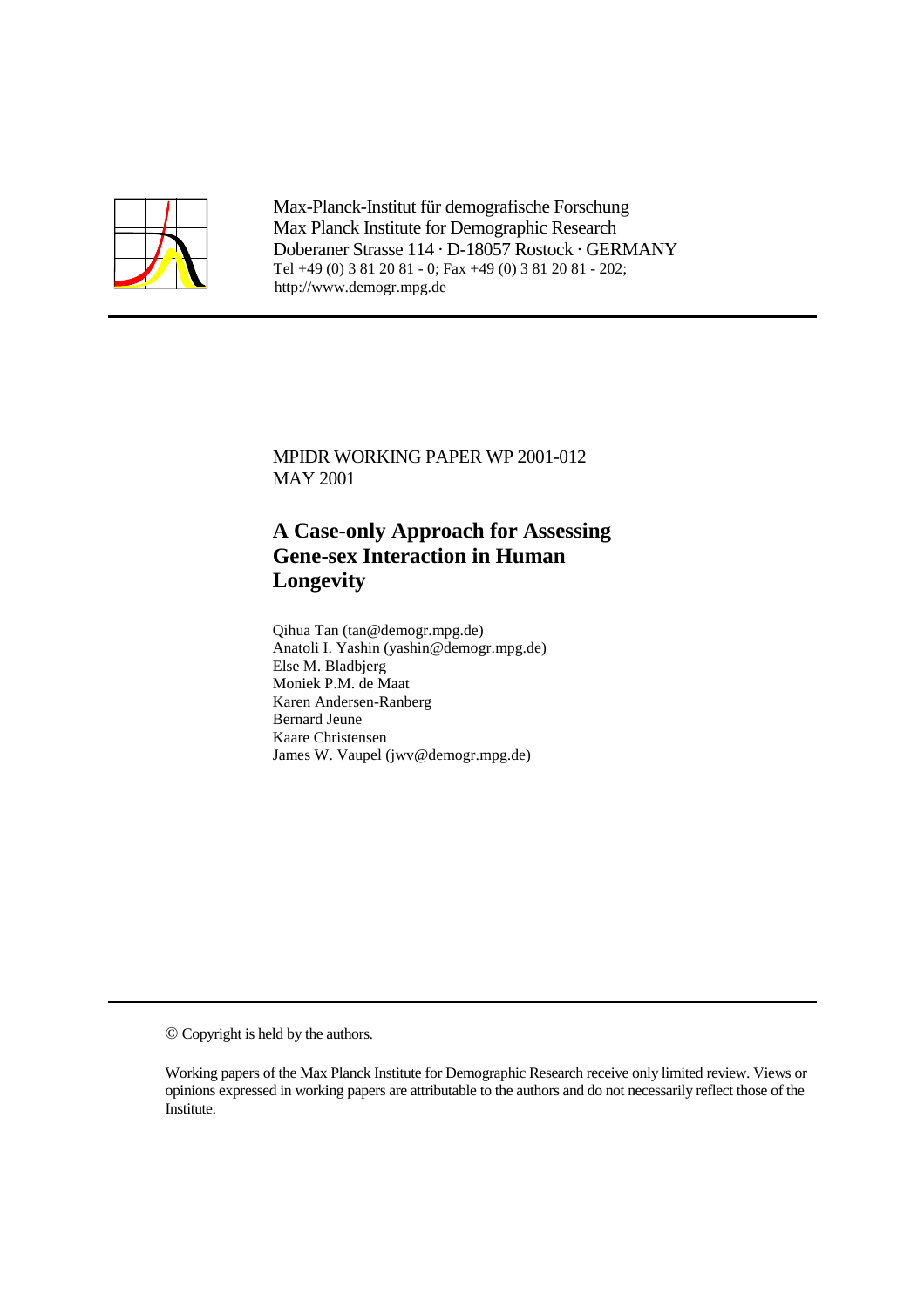Max-Planck-Institut für demografische Forschung
Max Planck Institute for Demographic Research
Doberaner Strasse 114 · D-18057 Rostock · GERMANY
Tel +49 (0) 3 81 20 81 - 0; Fax +49 (0) 3 81 20 81 - 202;
http://www.demogr.mpg.de

---

MPIDR WORKING PAPER WP 2001-012
MAY 2001

# A Case-only Approach for Assessing Gene-sex Interaction in Human Longevity

Qihua Tan (tan@demogr.mpg.de)
Anatoli I. Yashin (yashin@demogr.mpg.de)
Else M. Bladbjerg
Moniek P.M. de Maat
Karen Andersen-Ranberg
Bernard Jeune
Kaare Christensen
James W. Vaupel (jwv@demogr.mpg.de)

---

© Copyright is held by the authors.

Working papers of the Max Planck Institute for Demographic Research receive only limited review. Views or opinions expressed in working papers are attributable to the authors and do not necessarily reflect those of the Institute.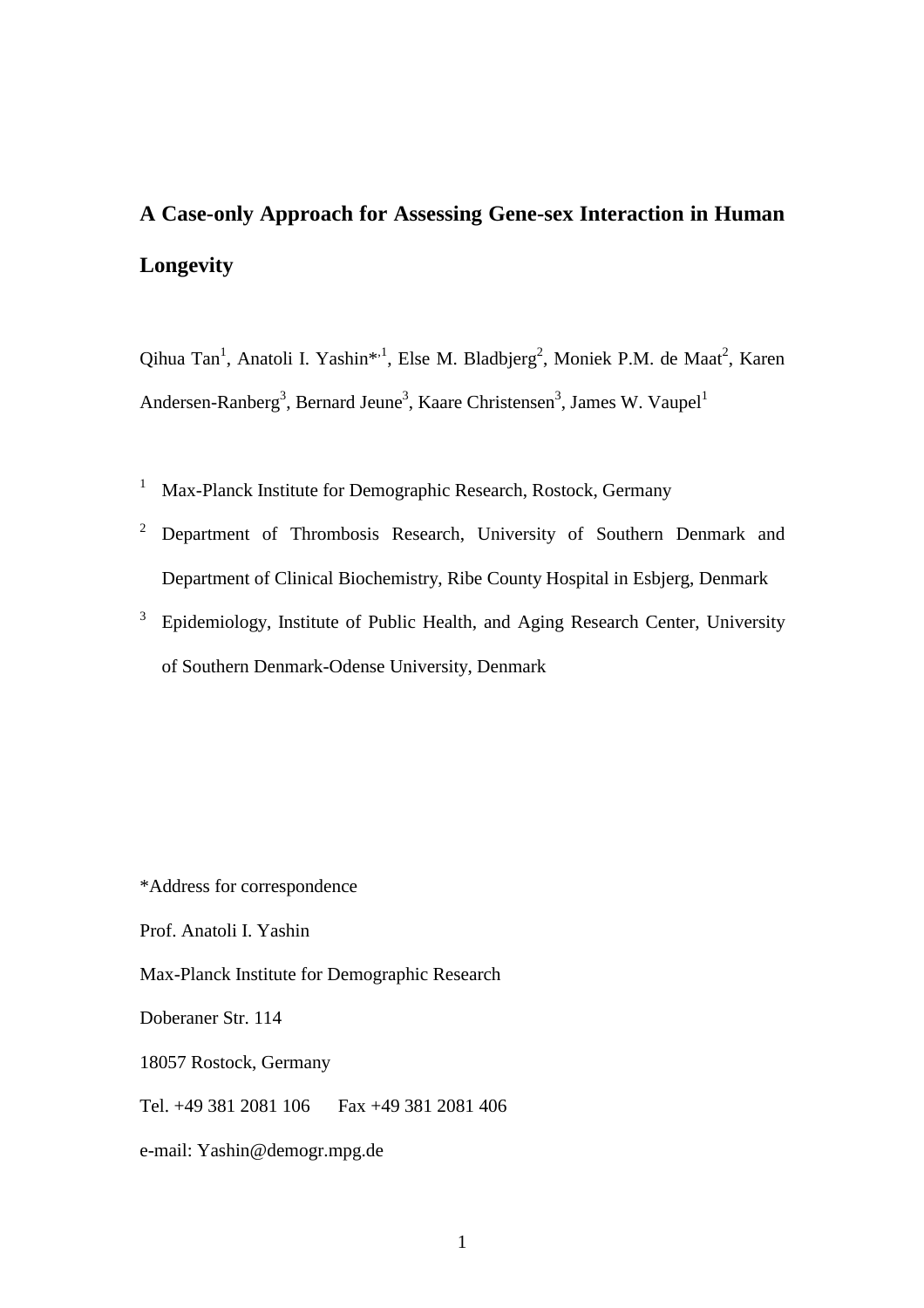# A Case-only Approach for Assessing Gene-sex Interaction in Human Longevity

Qihua Tan[1], Anatoli I. Yashin*[,1], Else M. Bladbjerg[2], Moniek P.M. de Maat[2], Karen Andersen-Ranberg[3], Bernard Jeune[3], Kaare Christensen[3], James W. Vaupel[1]

[1] Max-Planck Institute for Demographic Research, Rostock, Germany

[2] Department of Thrombosis Research, University of Southern Denmark and Department of Clinical Biochemistry, Ribe County Hospital in Esbjerg, Denmark

[3] Epidemiology, Institute of Public Health, and Aging Research Center, University of Southern Denmark-Odense University, Denmark

*Address for correspondence

Prof. Anatoli I. Yashin

Max-Planck Institute for Demographic Research

Doberaner Str. 114

18057 Rostock, Germany

Tel. +49 381 2081 106 Fax +49 381 2081 406

e-mail: Yashin@demogr.mpg.de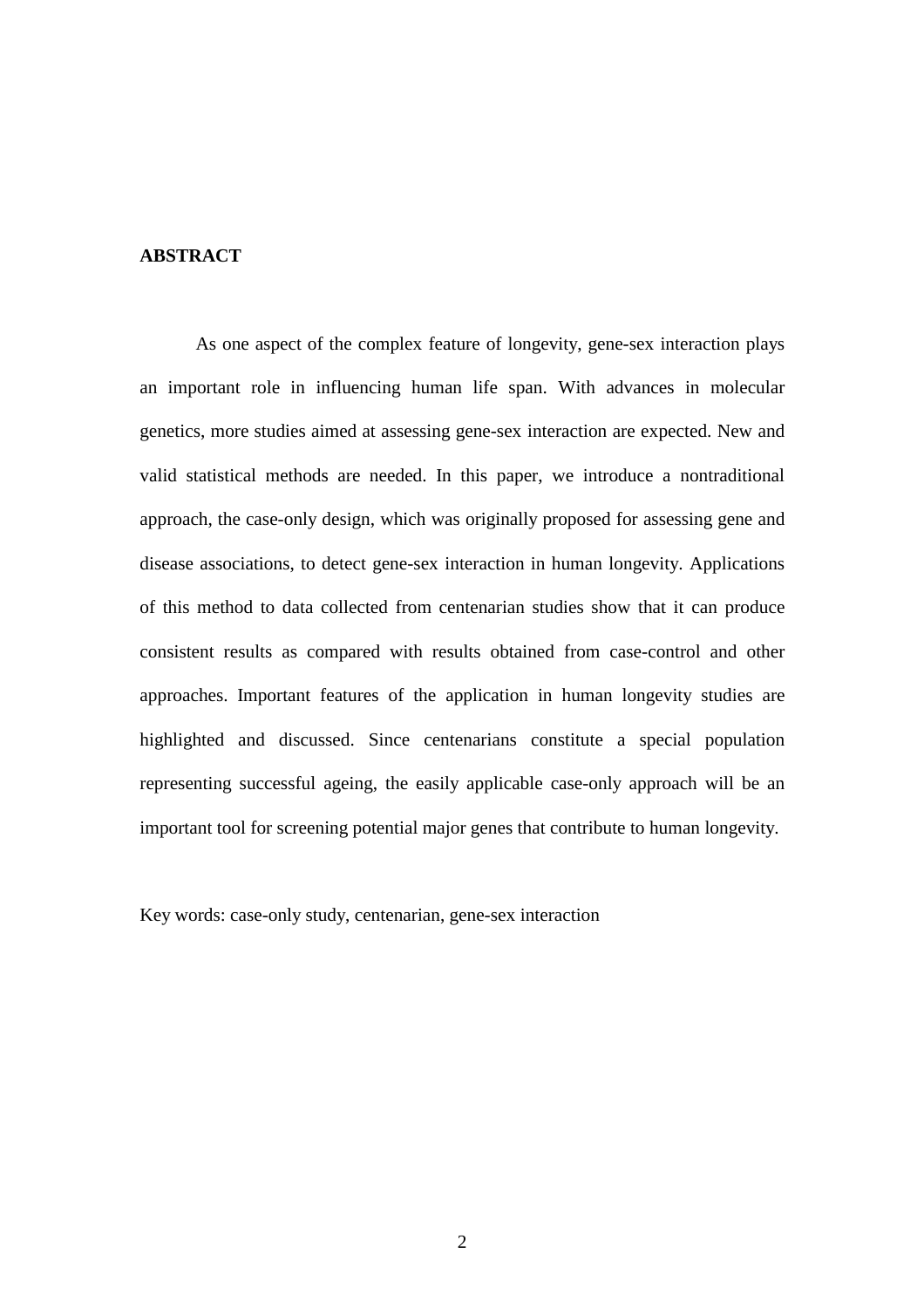## ABSTRACT

As one aspect of the complex feature of longevity, gene-sex interaction plays an important role in influencing human life span. With advances in molecular genetics, more studies aimed at assessing gene-sex interaction are expected. New and valid statistical methods are needed. In this paper, we introduce a nontraditional approach, the case-only design, which was originally proposed for assessing gene and disease associations, to detect gene-sex interaction in human longevity. Applications of this method to data collected from centenarian studies show that it can produce consistent results as compared with results obtained from case-control and other approaches. Important features of the application in human longevity studies are highlighted and discussed. Since centenarians constitute a special population representing successful ageing, the easily applicable case-only approach will be an important tool for screening potential major genes that contribute to human longevity.

Key words: case-only study, centenarian, gene-sex interaction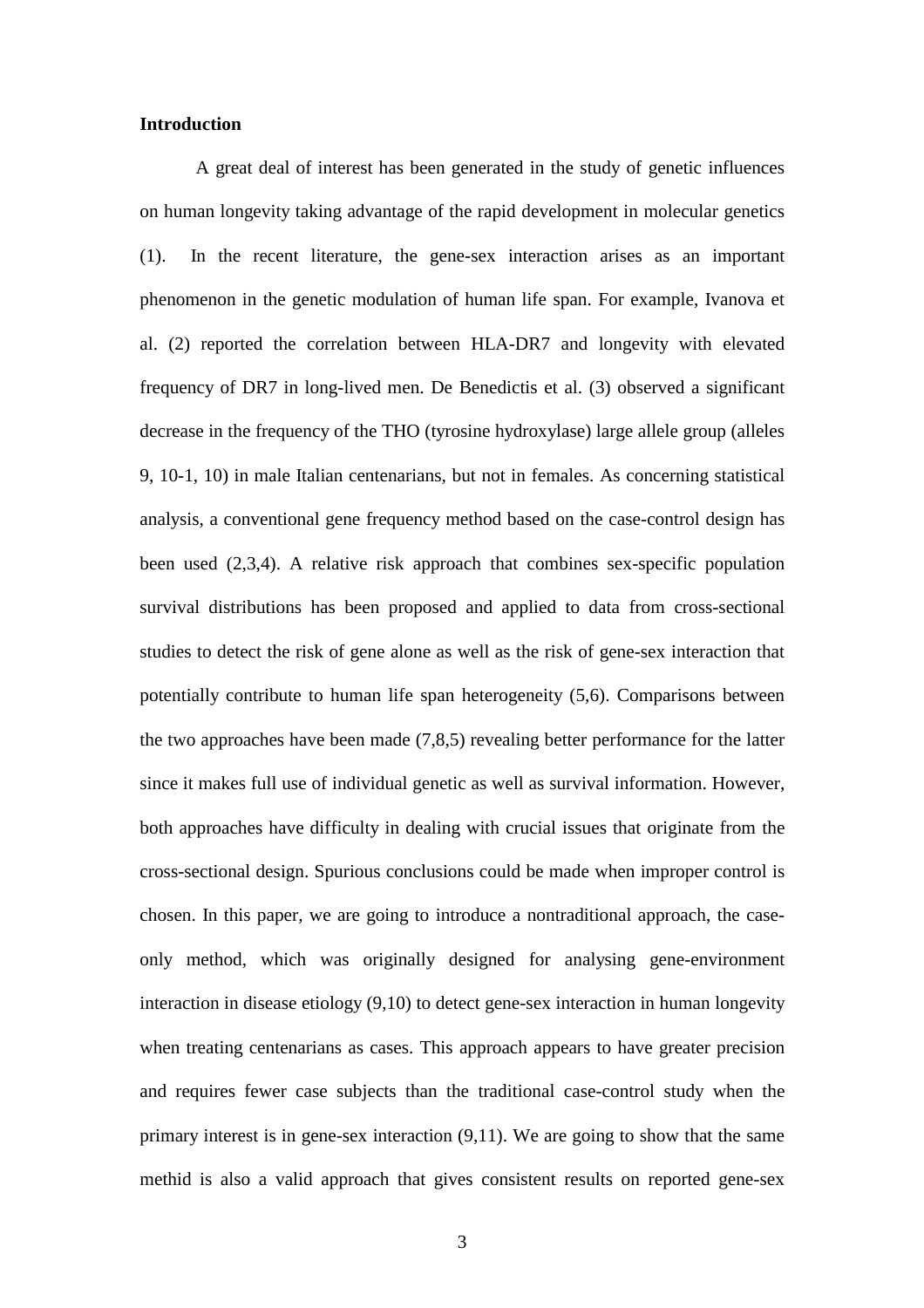## Introduction

A great deal of interest has been generated in the study of genetic influences on human longevity taking advantage of the rapid development in molecular genetics (1). In the recent literature, the gene-sex interaction arises as an important phenomenon in the genetic modulation of human life span. For example, Ivanova et al. (2) reported the correlation between HLA-DR7 and longevity with elevated frequency of DR7 in long-lived men. De Benedictis et al. (3) observed a significant decrease in the frequency of the THO (tyrosine hydroxylase) large allele group (alleles 9, 10-1, 10) in male Italian centenarians, but not in females. As concerning statistical analysis, a conventional gene frequency method based on the case-control design has been used (2,3,4). A relative risk approach that combines sex-specific population survival distributions has been proposed and applied to data from cross-sectional studies to detect the risk of gene alone as well as the risk of gene-sex interaction that potentially contribute to human life span heterogeneity (5,6). Comparisons between the two approaches have been made (7,8,5) revealing better performance for the latter since it makes full use of individual genetic as well as survival information. However, both approaches have difficulty in dealing with crucial issues that originate from the cross-sectional design. Spurious conclusions could be made when improper control is chosen. In this paper, we are going to introduce a nontraditional approach, the case-only method, which was originally designed for analysing gene-environment interaction in disease etiology (9,10) to detect gene-sex interaction in human longevity when treating centenarians as cases. This approach appears to have greater precision and requires fewer case subjects than the traditional case-control study when the primary interest is in gene-sex interaction (9,11). We are going to show that the same methid is also a valid approach that gives consistent results on reported gene-sex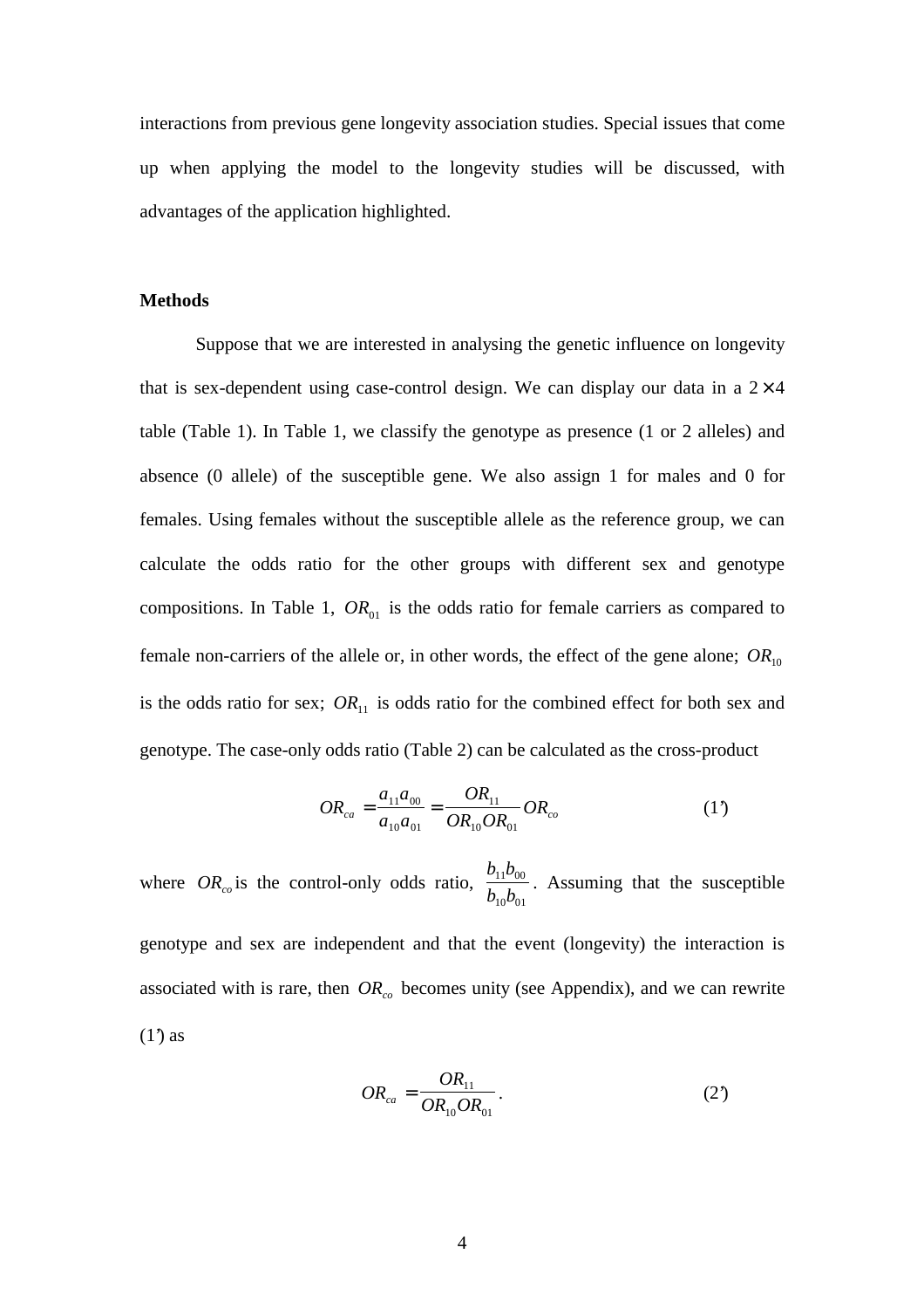interactions from previous gene longevity association studies. Special issues that come up when applying the model to the longevity studies will be discussed, with advantages of the application highlighted.

**Methods**

Suppose that we are interested in analysing the genetic influence on longevity that is sex-dependent using case-control design. We can display our data in a $2 \times 4$ table (Table 1). In Table 1, we classify the genotype as presence (1 or 2 alleles) and absence (0 allele) of the susceptible gene. We also assign 1 for males and 0 for females. Using females without the susceptible allele as the reference group, we can calculate the odds ratio for the other groups with different sex and genotype compositions. In Table 1, $OR_{01}$ is the odds ratio for female carriers as compared to female non-carriers of the allele or, in other words, the effect of the gene alone; $OR_{10}$ is the odds ratio for sex; $OR_{11}$ is odds ratio for the combined effect for both sex and genotype. The case-only odds ratio (Table 2) can be calculated as the cross-product

$$OR_{ca} = \frac{a_{11}a_{00}}{a_{10}a_{01}} = \frac{OR_{11}}{OR_{10}OR_{01}} OR_{co} \qquad (1')$$

where $OR_{co}$ is the control-only odds ratio, $\frac{b_{11}b_{00}}{b_{10}b_{01}}$. Assuming that the susceptible genotype and sex are independent and that the event (longevity) the interaction is associated with is rare, then $OR_{co}$ becomes unity (see Appendix), and we can rewrite (1') as

$$OR_{ca} = \frac{OR_{11}}{OR_{10}OR_{01}}. \qquad (2')$$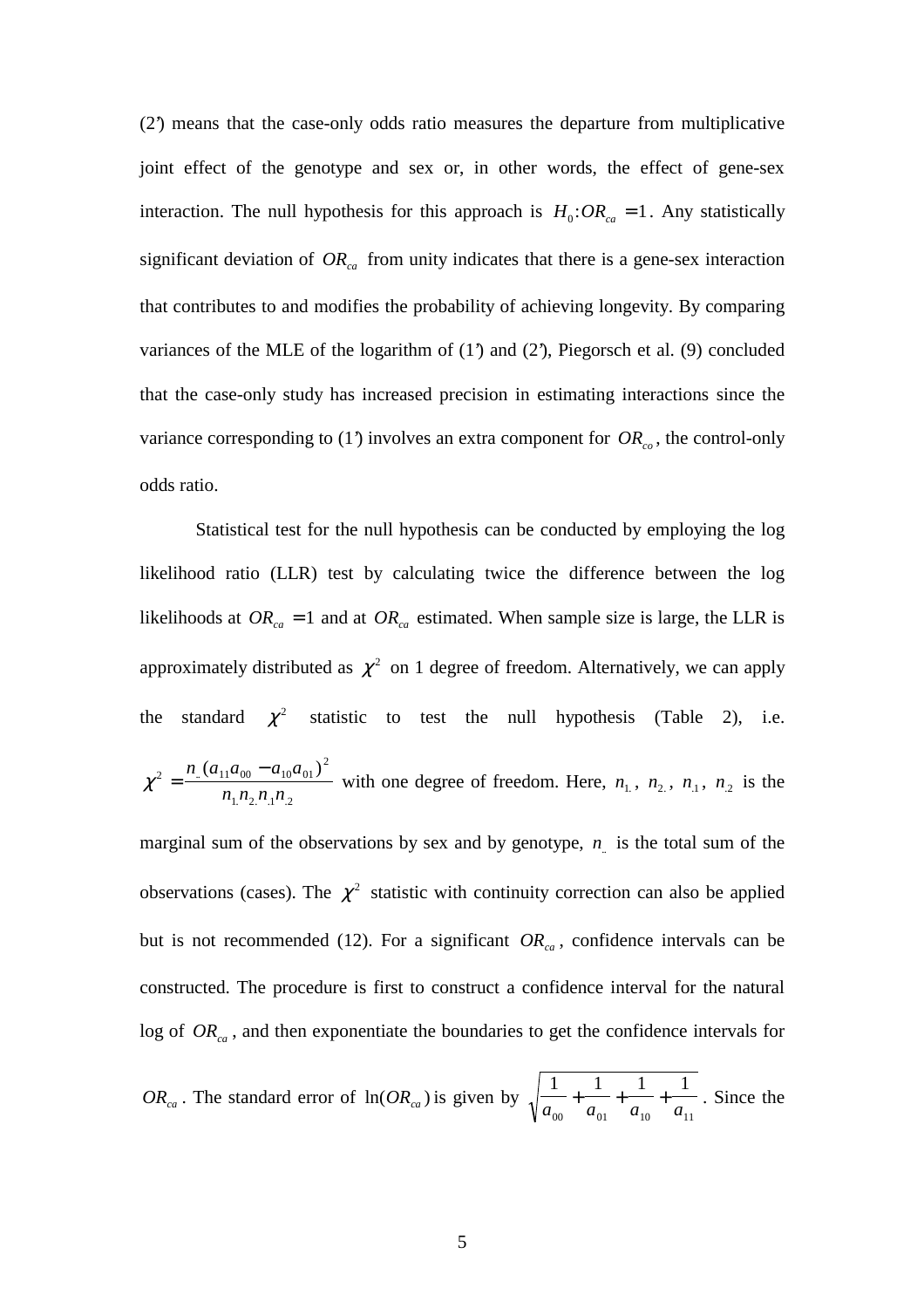(2') means that the case-only odds ratio measures the departure from multiplicative joint effect of the genotype and sex or, in other words, the effect of gene-sex interaction. The null hypothesis for this approach is $H_0: OR_{ca} = 1$. Any statistically significant deviation of $OR_{ca}$ from unity indicates that there is a gene-sex interaction that contributes to and modifies the probability of achieving longevity. By comparing variances of the MLE of the logarithm of (1') and (2'), Piegorsch et al. (9) concluded that the case-only study has increased precision in estimating interactions since the variance corresponding to (1') involves an extra component for $OR_{co}$, the control-only odds ratio.

Statistical test for the null hypothesis can be conducted by employing the log likelihood ratio (LLR) test by calculating twice the difference between the log likelihoods at $OR_{ca} = 1$ and at $OR_{ca}$ estimated. When sample size is large, the LLR is approximately distributed as $\chi^2$ on 1 degree of freedom. Alternatively, we can apply the standard $\chi^2$ statistic to test the null hypothesis (Table 2), i.e. $\chi^2 = \frac{n_{..}(a_{11}a_{00} - a_{10}a_{01})^2}{n_{1.}n_{2.}n_{.1}n_{.2}}$ with one degree of freedom. Here, $n_{1.}$, $n_{2.}$, $n_{.1}$, $n_{.2}$ is the marginal sum of the observations by sex and by genotype, $n_{..}$ is the total sum of the observations (cases). The $\chi^2$ statistic with continuity correction can also be applied but is not recommended (12). For a significant $OR_{ca}$, confidence intervals can be constructed. The procedure is first to construct a confidence interval for the natural log of $OR_{ca}$, and then exponentiate the boundaries to get the confidence intervals for $OR_{ca}$. The standard error of $\ln(OR_{ca})$ is given by $\sqrt{\frac{1}{a_{00}} + \frac{1}{a_{01}} + \frac{1}{a_{10}} + \frac{1}{a_{11}}}$. Since the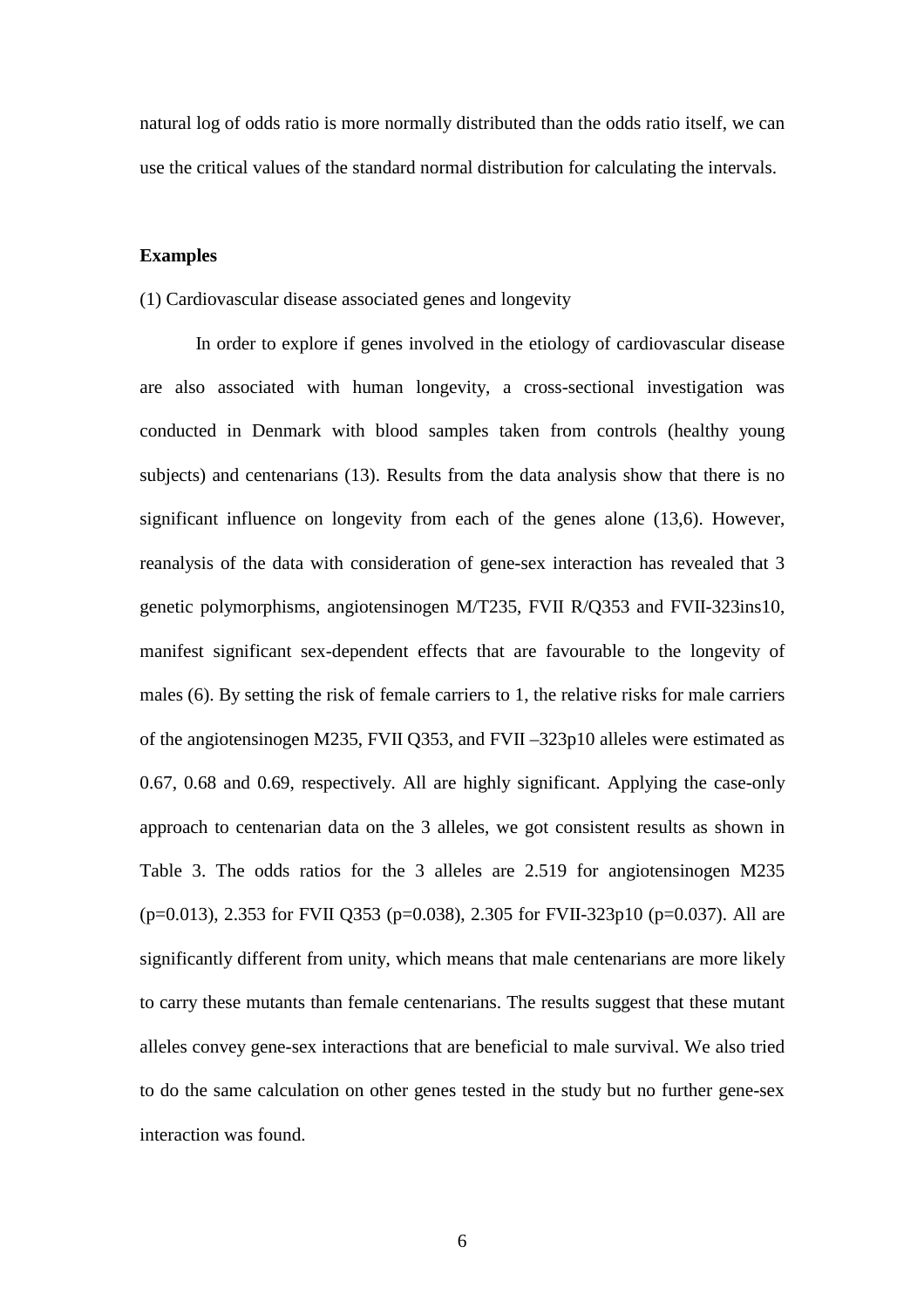natural log of odds ratio is more normally distributed than the odds ratio itself, we can use the critical values of the standard normal distribution for calculating the intervals.

**Examples**

(1) Cardiovascular disease associated genes and longevity

In order to explore if genes involved in the etiology of cardiovascular disease are also associated with human longevity, a cross-sectional investigation was conducted in Denmark with blood samples taken from controls (healthy young subjects) and centenarians (13). Results from the data analysis show that there is no significant influence on longevity from each of the genes alone (13,6). However, reanalysis of the data with consideration of gene-sex interaction has revealed that 3 genetic polymorphisms, angiotensinogen M/T235, FVII R/Q353 and FVII-323ins10, manifest significant sex-dependent effects that are favourable to the longevity of males (6). By setting the risk of female carriers to 1, the relative risks for male carriers of the angiotensinogen M235, FVII Q353, and FVII –323p10 alleles were estimated as 0.67, 0.68 and 0.69, respectively. All are highly significant. Applying the case-only approach to centenarian data on the 3 alleles, we got consistent results as shown in Table 3. The odds ratios for the 3 alleles are 2.519 for angiotensinogen M235 ($p=0.013$), 2.353 for FVII Q353 ($p=0.038$), 2.305 for FVII-323p10 ($p=0.037$). All are significantly different from unity, which means that male centenarians are more likely to carry these mutants than female centenarians. The results suggest that these mutant alleles convey gene-sex interactions that are beneficial to male survival. We also tried to do the same calculation on other genes tested in the study but no further gene-sex interaction was found.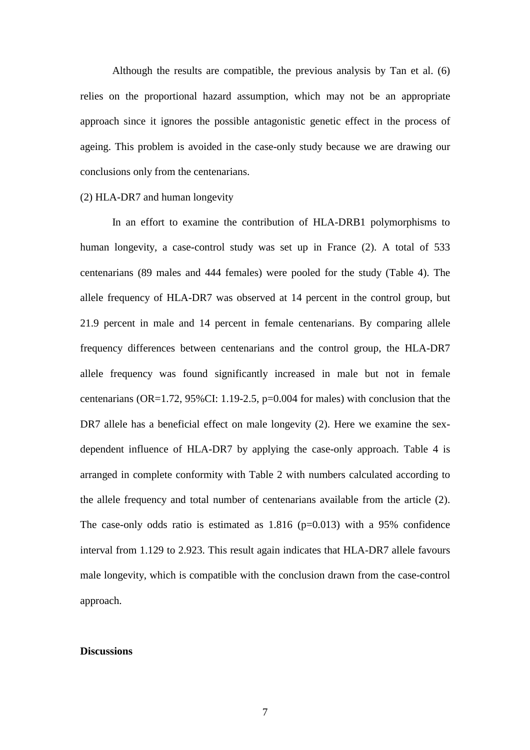Although the results are compatible, the previous analysis by Tan et al. (6) relies on the proportional hazard assumption, which may not be an appropriate approach since it ignores the possible antagonistic genetic effect in the process of ageing. This problem is avoided in the case-only study because we are drawing our conclusions only from the centenarians.

(2) HLA-DR7 and human longevity

In an effort to examine the contribution of HLA-DRB1 polymorphisms to human longevity, a case-control study was set up in France (2). A total of 533 centenarians (89 males and 444 females) were pooled for the study (Table 4). The allele frequency of HLA-DR7 was observed at 14 percent in the control group, but 21.9 percent in male and 14 percent in female centenarians. By comparing allele frequency differences between centenarians and the control group, the HLA-DR7 allele frequency was found significantly increased in male but not in female centenarians (OR=1.72, 95%CI: 1.19-2.5, p=0.004 for males) with conclusion that the DR7 allele has a beneficial effect on male longevity (2). Here we examine the sex-dependent influence of HLA-DR7 by applying the case-only approach. Table 4 is arranged in complete conformity with Table 2 with numbers calculated according to the allele frequency and total number of centenarians available from the article (2). The case-only odds ratio is estimated as 1.816 (p=0.013) with a 95% confidence interval from 1.129 to 2.923. This result again indicates that HLA-DR7 allele favours male longevity, which is compatible with the conclusion drawn from the case-control approach.

**Discussions**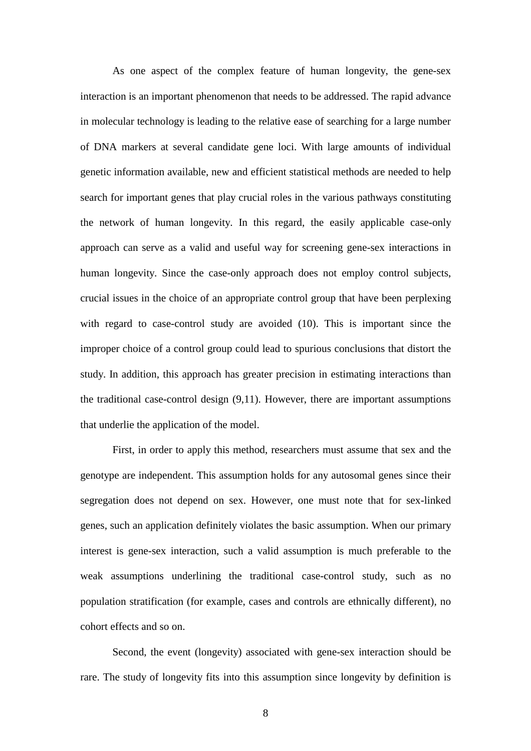As one aspect of the complex feature of human longevity, the gene-sex interaction is an important phenomenon that needs to be addressed. The rapid advance in molecular technology is leading to the relative ease of searching for a large number of DNA markers at several candidate gene loci. With large amounts of individual genetic information available, new and efficient statistical methods are needed to help search for important genes that play crucial roles in the various pathways constituting the network of human longevity. In this regard, the easily applicable case-only approach can serve as a valid and useful way for screening gene-sex interactions in human longevity. Since the case-only approach does not employ control subjects, crucial issues in the choice of an appropriate control group that have been perplexing with regard to case-control study are avoided (10). This is important since the improper choice of a control group could lead to spurious conclusions that distort the study. In addition, this approach has greater precision in estimating interactions than the traditional case-control design (9,11). However, there are important assumptions that underlie the application of the model.

First, in order to apply this method, researchers must assume that sex and the genotype are independent. This assumption holds for any autosomal genes since their segregation does not depend on sex. However, one must note that for sex-linked genes, such an application definitely violates the basic assumption. When our primary interest is gene-sex interaction, such a valid assumption is much preferable to the weak assumptions underlining the traditional case-control study, such as no population stratification (for example, cases and controls are ethnically different), no cohort effects and so on.

Second, the event (longevity) associated with gene-sex interaction should be rare. The study of longevity fits into this assumption since longevity by definition is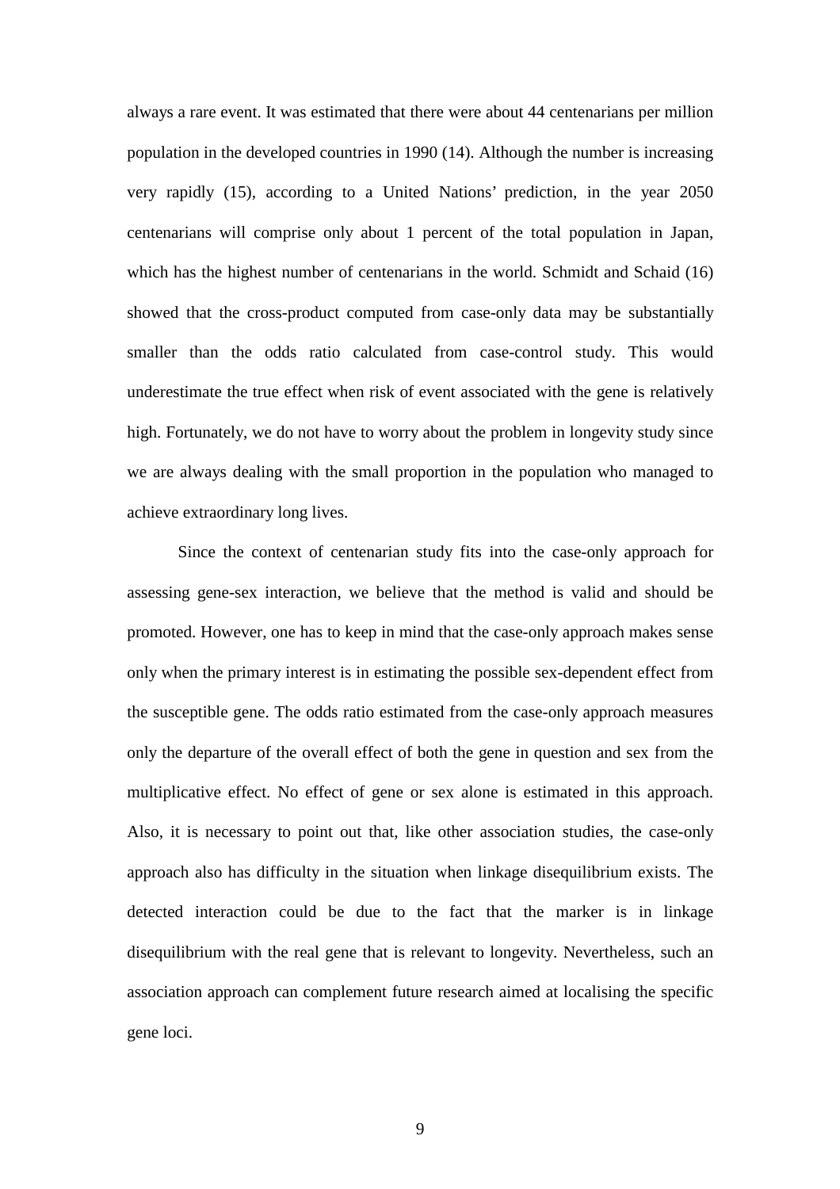always a rare event. It was estimated that there were about 44 centenarians per million population in the developed countries in 1990 (14). Although the number is increasing very rapidly (15), according to a United Nations' prediction, in the year 2050 centenarians will comprise only about 1 percent of the total population in Japan, which has the highest number of centenarians in the world. Schmidt and Schaid (16) showed that the cross-product computed from case-only data may be substantially smaller than the odds ratio calculated from case-control study. This would underestimate the true effect when risk of event associated with the gene is relatively high. Fortunately, we do not have to worry about the problem in longevity study since we are always dealing with the small proportion in the population who managed to achieve extraordinary long lives.

Since the context of centenarian study fits into the case-only approach for assessing gene-sex interaction, we believe that the method is valid and should be promoted. However, one has to keep in mind that the case-only approach makes sense only when the primary interest is in estimating the possible sex-dependent effect from the susceptible gene. The odds ratio estimated from the case-only approach measures only the departure of the overall effect of both the gene in question and sex from the multiplicative effect. No effect of gene or sex alone is estimated in this approach. Also, it is necessary to point out that, like other association studies, the case-only approach also has difficulty in the situation when linkage disequilibrium exists. The detected interaction could be due to the fact that the marker is in linkage disequilibrium with the real gene that is relevant to longevity. Nevertheless, such an association approach can complement future research aimed at localising the specific gene loci.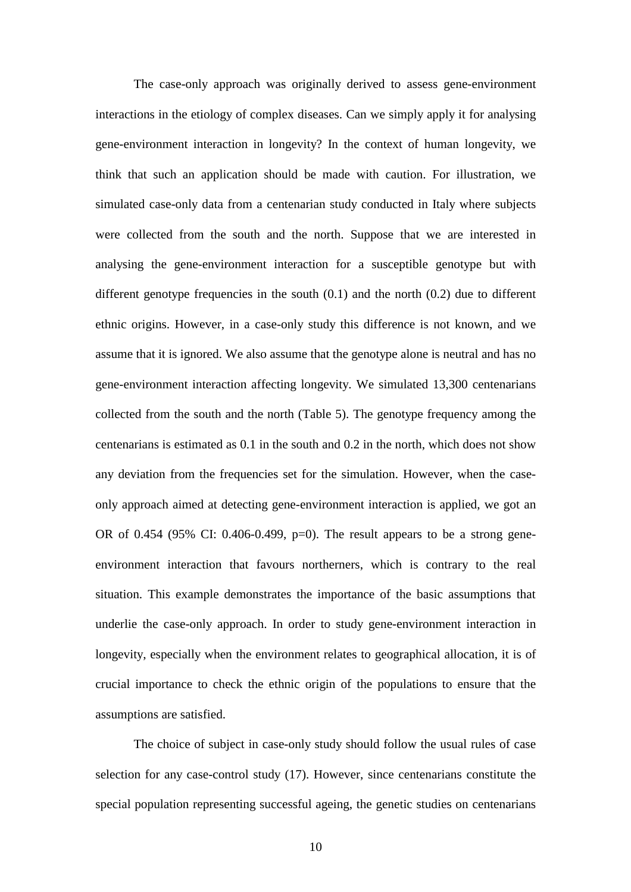The case-only approach was originally derived to assess gene-environment interactions in the etiology of complex diseases. Can we simply apply it for analysing gene-environment interaction in longevity? In the context of human longevity, we think that such an application should be made with caution. For illustration, we simulated case-only data from a centenarian study conducted in Italy where subjects were collected from the south and the north. Suppose that we are interested in analysing the gene-environment interaction for a susceptible genotype but with different genotype frequencies in the south (0.1) and the north (0.2) due to different ethnic origins. However, in a case-only study this difference is not known, and we assume that it is ignored. We also assume that the genotype alone is neutral and has no gene-environment interaction affecting longevity. We simulated 13,300 centenarians collected from the south and the north (Table 5). The genotype frequency among the centenarians is estimated as 0.1 in the south and 0.2 in the north, which does not show any deviation from the frequencies set for the simulation. However, when the case-only approach aimed at detecting gene-environment interaction is applied, we got an OR of 0.454 (95% CI: 0.406-0.499, p=0). The result appears to be a strong gene-environment interaction that favours northerners, which is contrary to the real situation. This example demonstrates the importance of the basic assumptions that underlie the case-only approach. In order to study gene-environment interaction in longevity, especially when the environment relates to geographical allocation, it is of crucial importance to check the ethnic origin of the populations to ensure that the assumptions are satisfied.

The choice of subject in case-only study should follow the usual rules of case selection for any case-control study (17). However, since centenarians constitute the special population representing successful ageing, the genetic studies on centenarians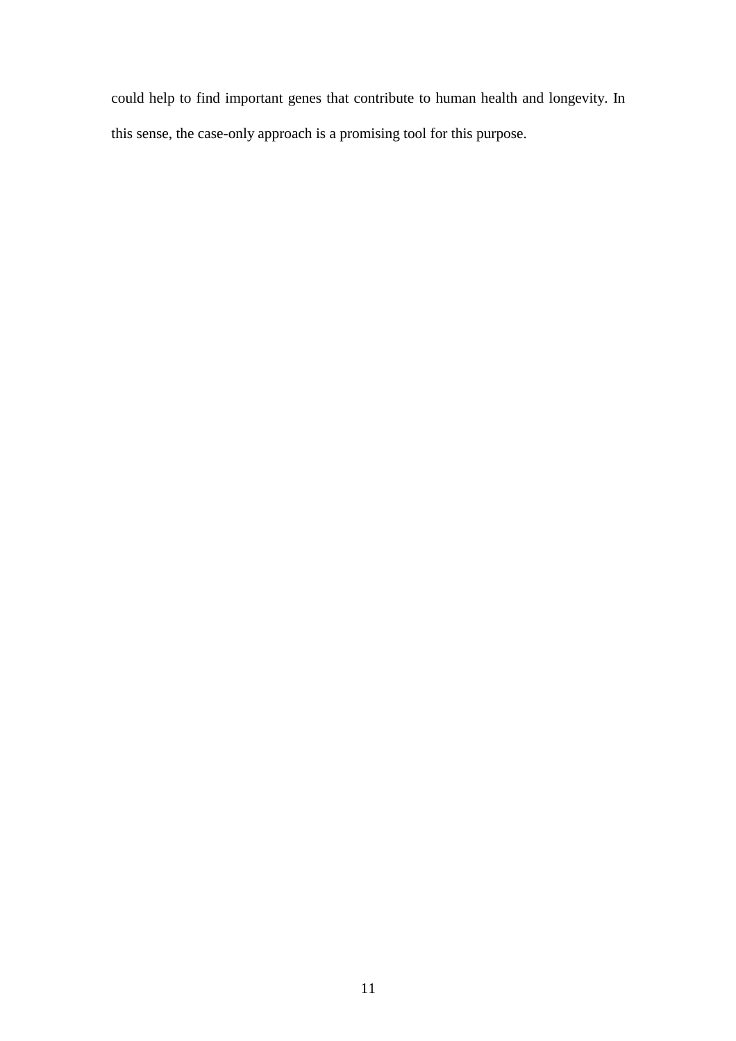could help to find important genes that contribute to human health and longevity. In this sense, the case-only approach is a promising tool for this purpose.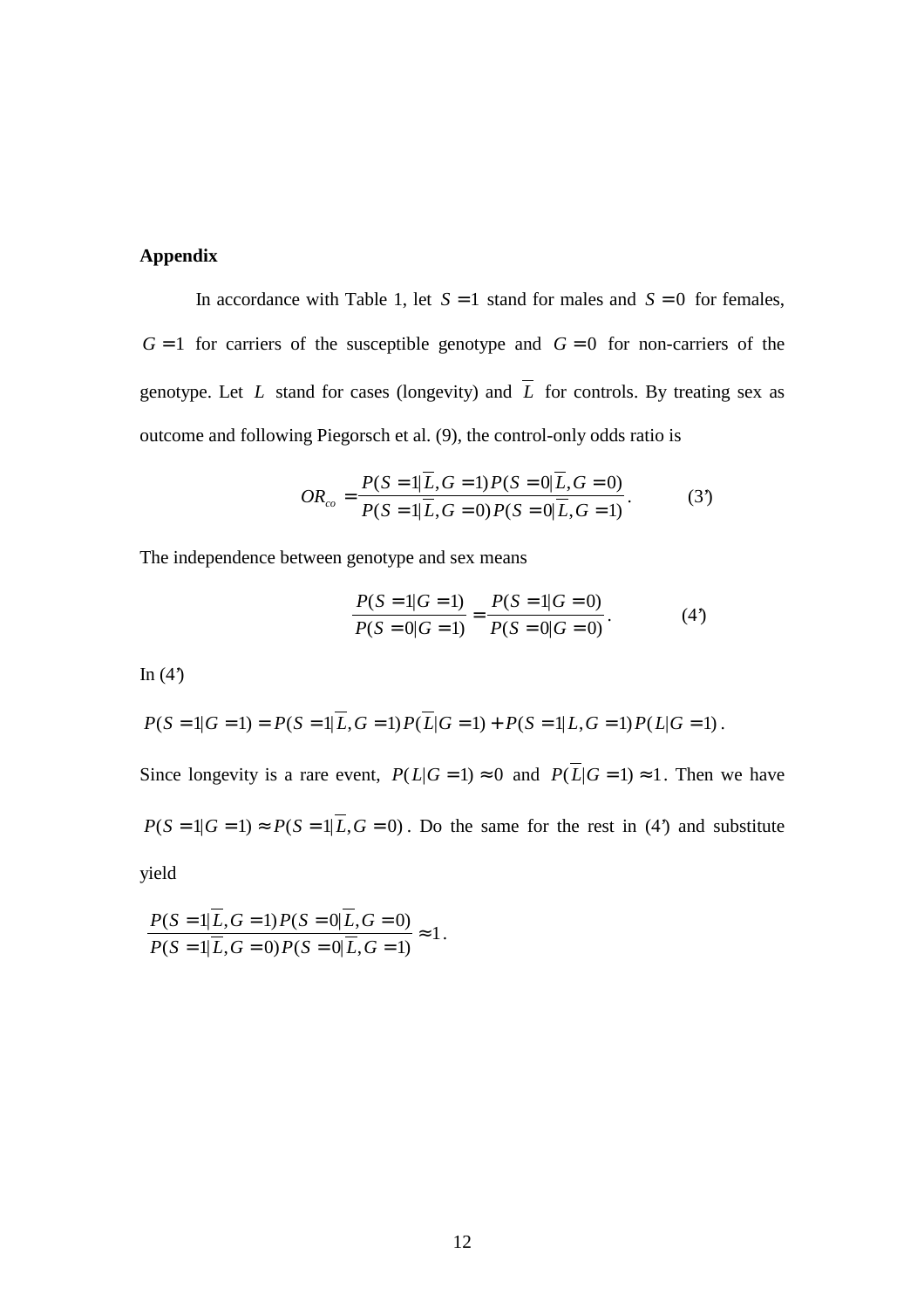**Appendix**

In accordance with Table 1, let $S=1$ stand for males and $S=0$ for females, $G=1$ for carriers of the susceptible genotype and $G=0$ for non-carriers of the genotype. Let $L$ stand for cases (longevity) and $\overline{L}$ for controls. By treating sex as outcome and following Piegorsch et al. (9), the control-only odds ratio is

$$OR_{co}=\frac{P(S=1|\overline{L},G=1)P(S=0|\overline{L},G=0)}{P(S=1|\overline{L},G=0)P(S=0|\overline{L},G=1)}. \qquad (3')$$

The independence between genotype and sex means

$$\frac{P(S=1|G=1)}{P(S=0|G=1)}=\frac{P(S=1|G=0)}{P(S=0|G=0)}. \qquad (4')$$

In (4')

$P(S=1|G=1)=P(S=1|\overline{L},G=1)P(\overline{L}|G=1)+P(S=1|L,G=1)P(L|G=1)$.

Since longevity is a rare event, $P(L|G=1)\approx 0$ and $P(\overline{L}|G=1)\approx 1$. Then we have $P(S=1|G=1)\approx P(S=1|\overline{L},G=0)$. Do the same for the rest in (4') and substitute yield

$$\frac{P(S=1|\overline{L},G=1)P(S=0|\overline{L},G=0)}{P(S=1|\overline{L},G=0)P(S=0|\overline{L},G=1)}\approx 1.$$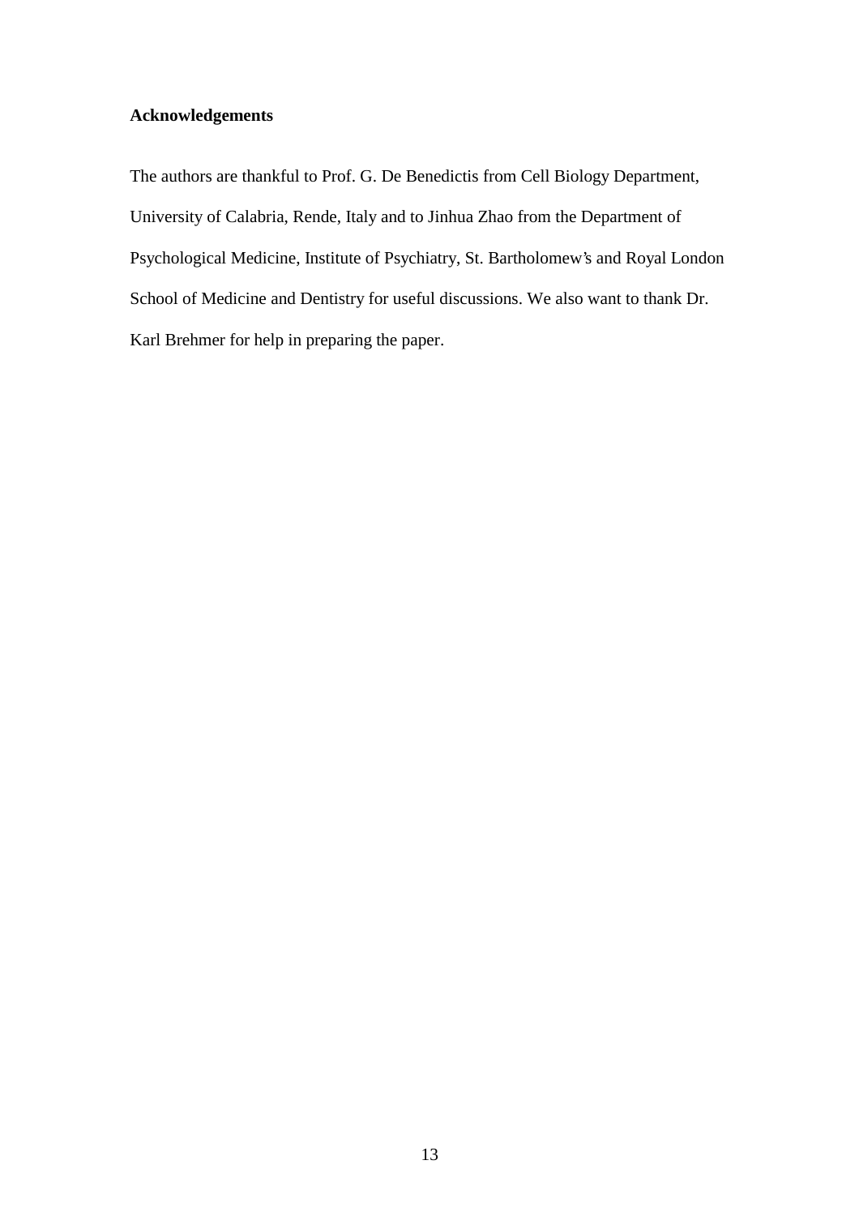## Acknowledgements

The authors are thankful to Prof. G. De Benedictis from Cell Biology Department, University of Calabria, Rende, Italy and to Jinhua Zhao from the Department of Psychological Medicine, Institute of Psychiatry, St. Bartholomew's and Royal London School of Medicine and Dentistry for useful discussions. We also want to thank Dr. Karl Brehmer for help in preparing the paper.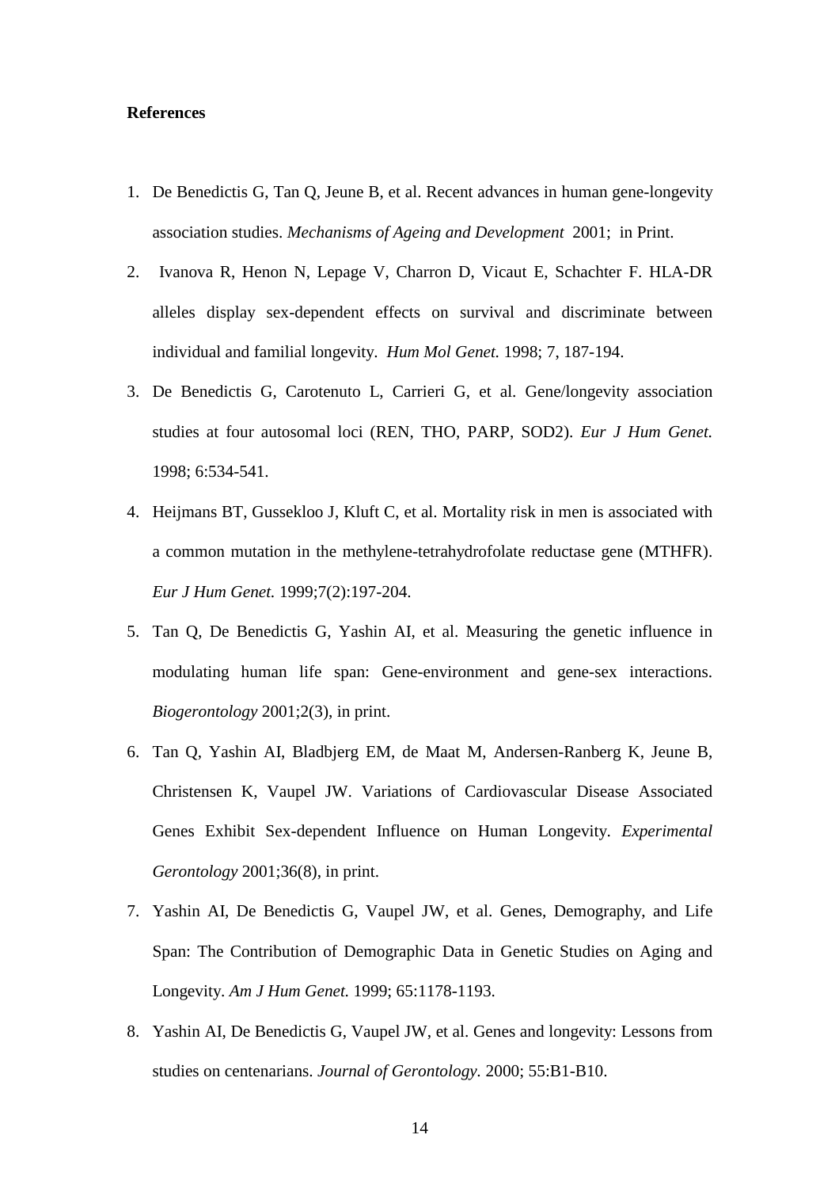**References**

1. De Benedictis G, Tan Q, Jeune B, et al. Recent advances in human gene-longevity association studies. *Mechanisms of Ageing and Development* 2001; in Print.
2. Ivanova R, Henon N, Lepage V, Charron D, Vicaut E, Schachter F. HLA-DR alleles display sex-dependent effects on survival and discriminate between individual and familial longevity. *Hum Mol Genet.* 1998; 7, 187-194.
3. De Benedictis G, Carotenuto L, Carrieri G, et al. Gene/longevity association studies at four autosomal loci (REN, THO, PARP, SOD2). *Eur J Hum Genet.* 1998; 6:534-541.
4. Heijmans BT, Gussekloo J, Kluft C, et al. Mortality risk in men is associated with a common mutation in the methylene-tetrahydrofolate reductase gene (MTHFR). *Eur J Hum Genet.* 1999;7(2):197-204.
5. Tan Q, De Benedictis G, Yashin AI, et al. Measuring the genetic influence in modulating human life span: Gene-environment and gene-sex interactions. *Biogerontology* 2001;2(3), in print.
6. Tan Q, Yashin AI, Bladbjerg EM, de Maat M, Andersen-Ranberg K, Jeune B, Christensen K, Vaupel JW. Variations of Cardiovascular Disease Associated Genes Exhibit Sex-dependent Influence on Human Longevity. *Experimental Gerontology* 2001;36(8), in print.
7. Yashin AI, De Benedictis G, Vaupel JW, et al. Genes, Demography, and Life Span: The Contribution of Demographic Data in Genetic Studies on Aging and Longevity. *Am J Hum Genet.* 1999; 65:1178-1193.
8. Yashin AI, De Benedictis G, Vaupel JW, et al. Genes and longevity: Lessons from studies on centenarians. *Journal of Gerontology.* 2000; 55:B1-B10.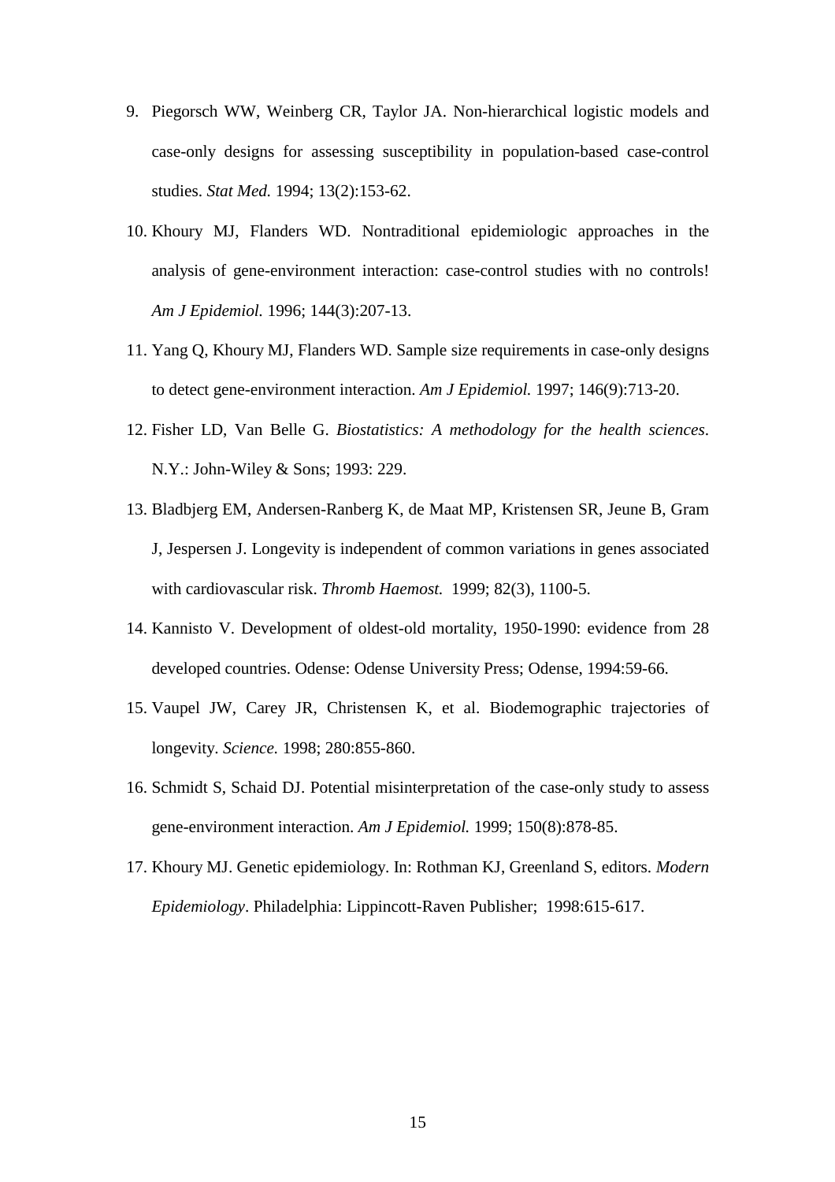9. Piegorsch WW, Weinberg CR, Taylor JA. Non-hierarchical logistic models and case-only designs for assessing susceptibility in population-based case-control studies. *Stat Med.* 1994; 13(2):153-62.
10. Khoury MJ, Flanders WD. Nontraditional epidemiologic approaches in the analysis of gene-environment interaction: case-control studies with no controls! *Am J Epidemiol.* 1996; 144(3):207-13.
11. Yang Q, Khoury MJ, Flanders WD. Sample size requirements in case-only designs to detect gene-environment interaction. *Am J Epidemiol.* 1997; 146(9):713-20.
12. Fisher LD, Van Belle G. *Biostatistics: A methodology for the health sciences*. N.Y.: John-Wiley & Sons; 1993: 229.
13. Bladbjerg EM, Andersen-Ranberg K, de Maat MP, Kristensen SR, Jeune B, Gram J, Jespersen J. Longevity is independent of common variations in genes associated with cardiovascular risk. *Thromb Haemost.* 1999; 82(3), 1100-5.
14. Kannisto V. Development of oldest-old mortality, 1950-1990: evidence from 28 developed countries. Odense: Odense University Press; Odense, 1994:59-66.
15. Vaupel JW, Carey JR, Christensen K, et al. Biodemographic trajectories of longevity. *Science.* 1998; 280:855-860.
16. Schmidt S, Schaid DJ. Potential misinterpretation of the case-only study to assess gene-environment interaction. *Am J Epidemiol.* 1999; 150(8):878-85.
17. Khoury MJ. Genetic epidemiology. In: Rothman KJ, Greenland S, editors. *Modern Epidemiology*. Philadelphia: Lippincott-Raven Publisher; 1998:615-617.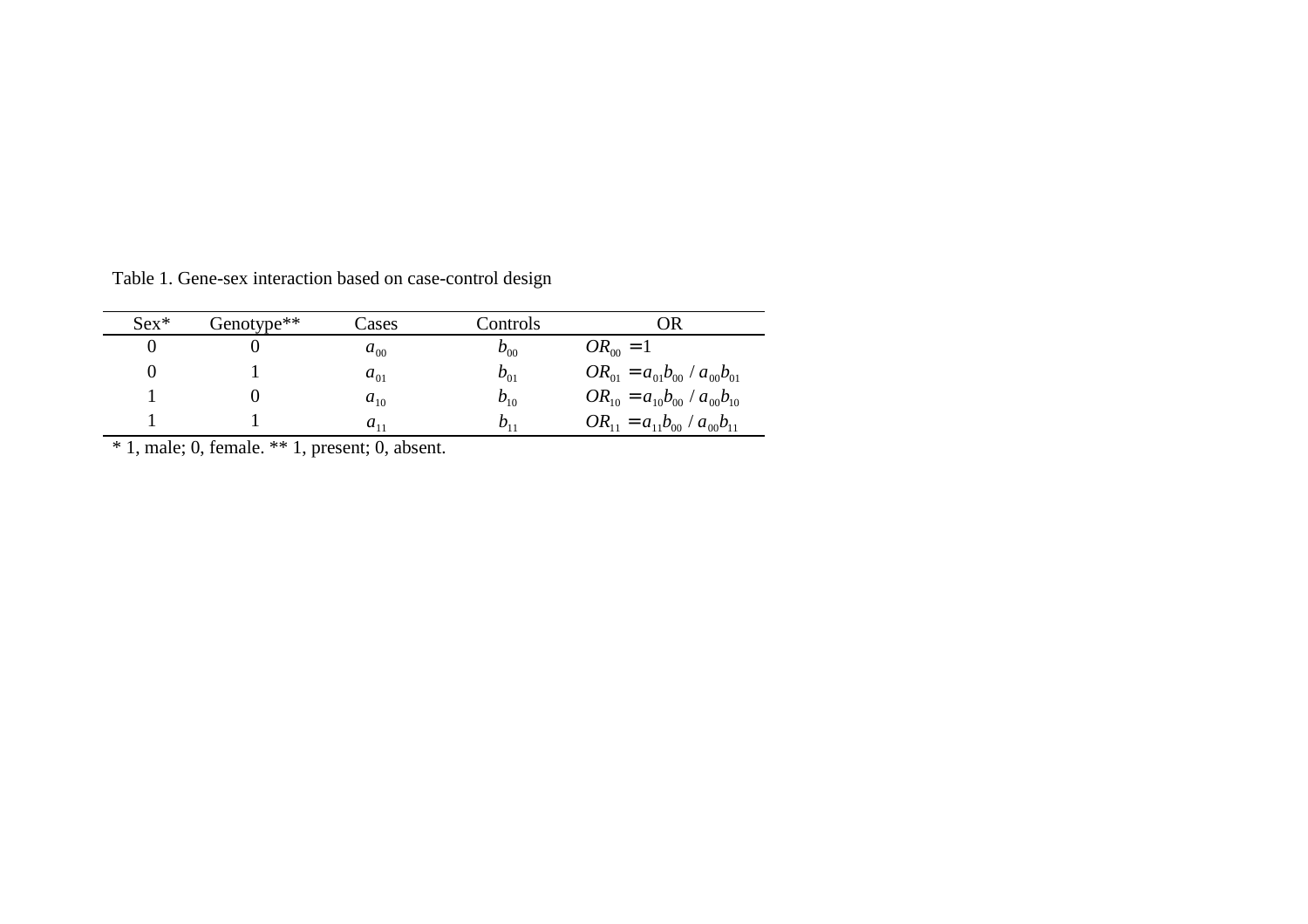Table 1. Gene-sex interaction based on case-control design

| Sex* | Genotype** | Cases | Controls | OR |
|---|---|---|---|---|
| 0 | 0 | $a_{00}$ | $b_{00}$ | $OR_{00} = 1$ |
| 0 | 1 | $a_{01}$ | $b_{01}$ | $OR_{01} = a_{01}b_{00} / a_{00}b_{01}$ |
| 1 | 0 | $a_{10}$ | $b_{10}$ | $OR_{10} = a_{10}b_{00} / a_{00}b_{10}$ |
| 1 | 1 | $a_{11}$ | $b_{11}$ | $OR_{11} = a_{11}b_{00} / a_{00}b_{11}$ |

* 1, male; 0, female. ** 1, present; 0, absent.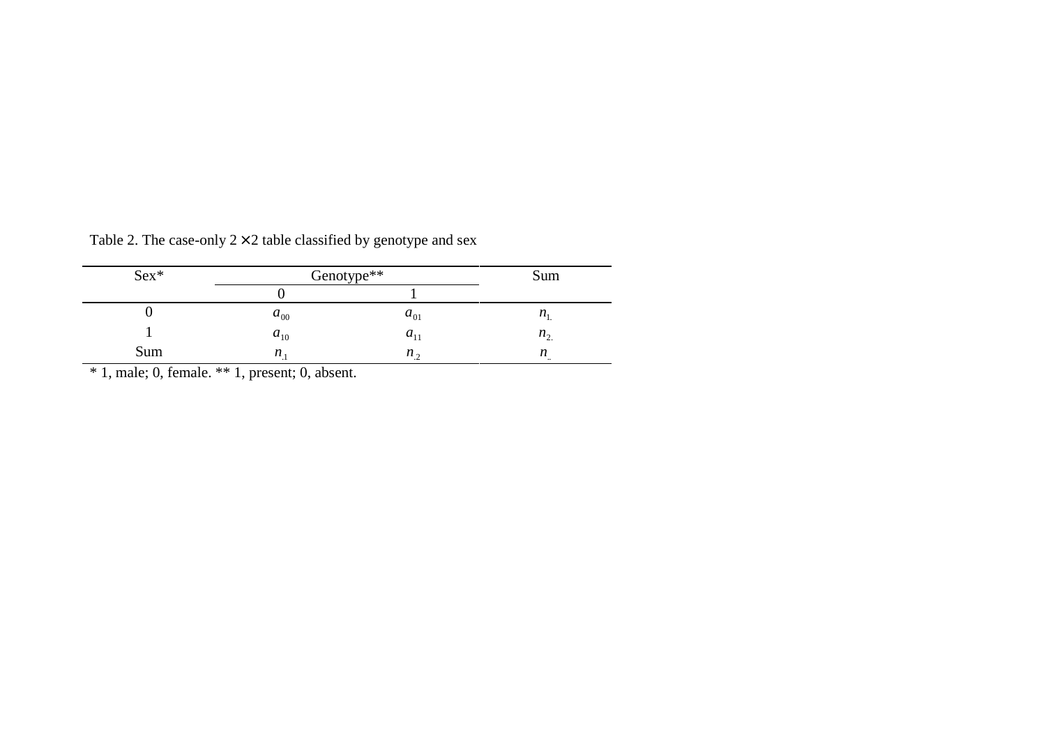Table 2. The case-only 2 × 2 table classified by genotype and sex

| Sex* | Genotype** | | Sum |
|---|---|---|---|
| | 0 | 1 | |
| 0 | $a_{00}$ | $a_{01}$ | $n_{1.}$ |
| 1 | $a_{10}$ | $a_{11}$ | $n_{2.}$ |
| Sum | $n_{.1}$ | $n_{.2}$ | $n_{..}$ |

* 1, male; 0, female. ** 1, present; 0, absent.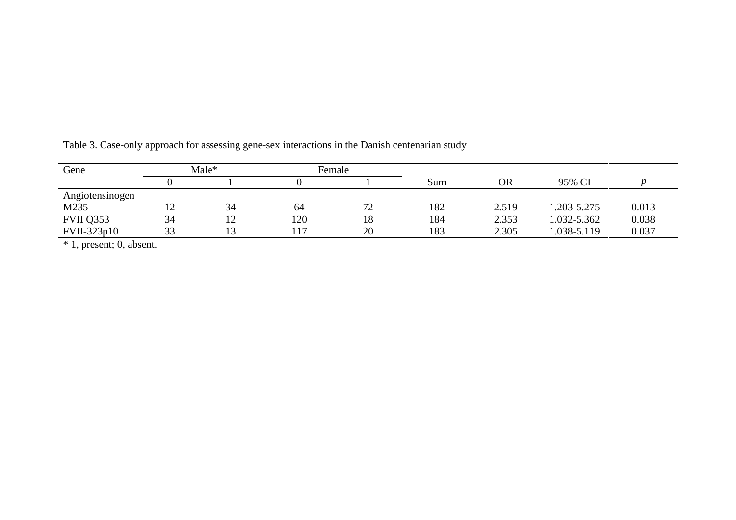Table 3. Case-only approach for assessing gene-sex interactions in the Danish centenarian study

| Gene | Male* | | Female | | Sum | OR | 95% CI | *p* |
|---|---|---|---|---|---|---|---|---|
| | 0 | 1 | 0 | 1 | | | | |
| Angiotensinogen | | | | | | | | |
| M235 | 12 | 34 | 64 | 72 | 182 | 2.519 | 1.203-5.275 | 0.013 |
| FVII Q353 | 34 | 12 | 120 | 18 | 184 | 2.353 | 1.032-5.362 | 0.038 |
| FVII-323p10 | 33 | 13 | 117 | 20 | 183 | 2.305 | 1.038-5.119 | 0.037 |

* 1, present; 0, absent.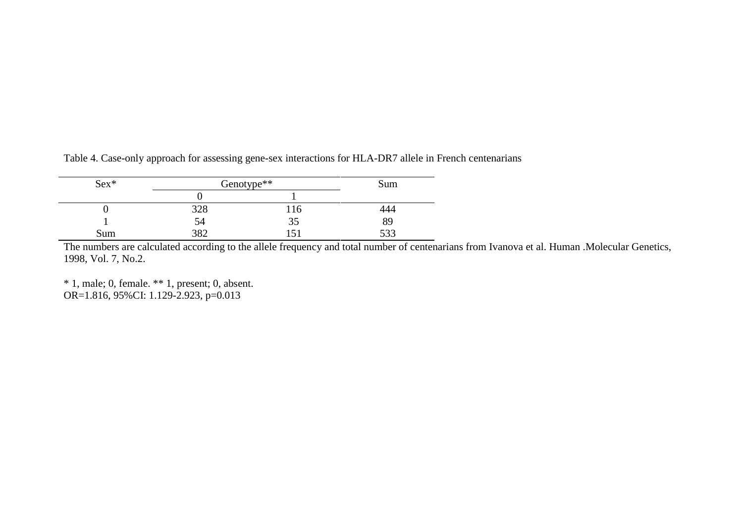Table 4. Case-only approach for assessing gene-sex interactions for HLA-DR7 allele in French centenarians

| Sex* | Genotype** | | Sum |
|---|---|---|---|
| | 0 | 1 | |
| 0 | 328 | 116 | 444 |
| 1 | 54 | 35 | 89 |
| Sum | 382 | 151 | 533 |

The numbers are calculated according to the allele frequency and total number of centenarians from Ivanova et al. Human .Molecular Genetics, 1998, Vol. 7, No.2.

* 1, male; 0, female. ** 1, present; 0, absent.
OR=1.816, 95%CI: 1.129-2.923, p=0.013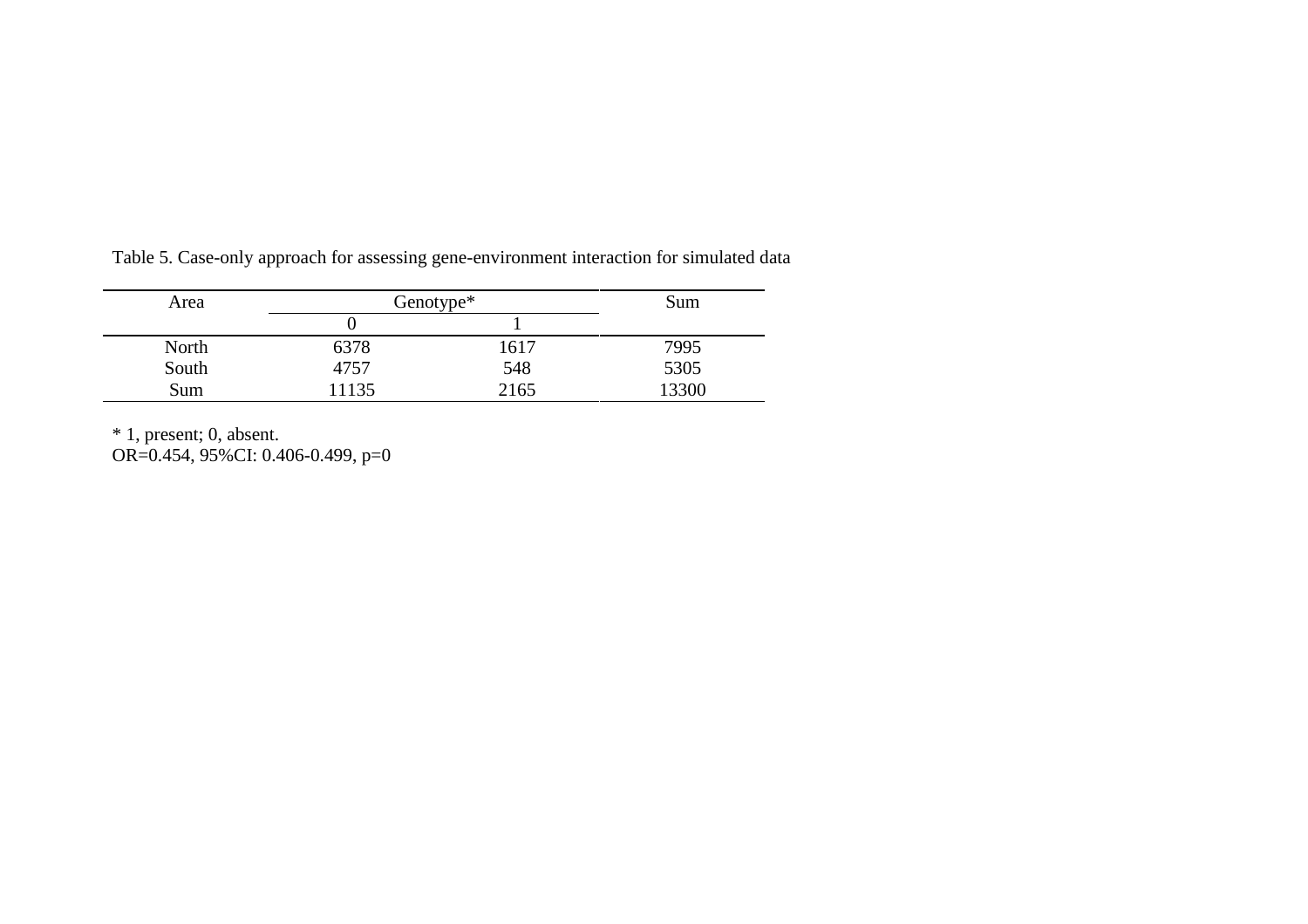Table 5. Case-only approach for assessing gene-environment interaction for simulated data

| Area | Genotype* | | Sum |
|---|---|---|---|
| | 0 | 1 | |
| North | 6378 | 1617 | 7995 |
| South | 4757 | 548 | 5305 |
| Sum | 11135 | 2165 | 13300 |

* 1, present; 0, absent.
OR=0.454, 95%CI: 0.406-0.499, p=0